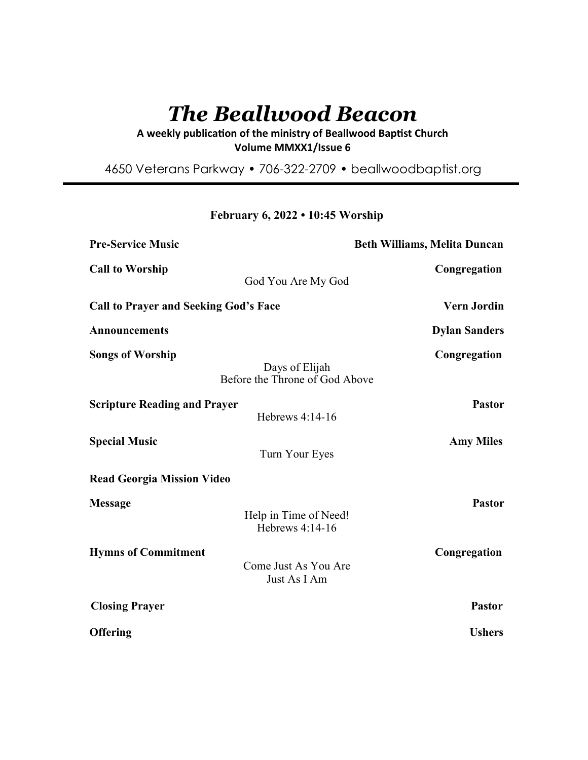# *The Beallwood Beacon*

**A weekly publication of the ministry of Beallwood Baptist Church**
**Volume MMXX1/Issue 6**

4650 Veterans Parkway • 706-322-2709 • beallwoodbaptist.org

---

**February 6, 2022 • 10:45 Worship**

**Pre-Service Music** — **Beth Williams, Melita Duncan**

**Call to Worship** — **Congregation**
God You Are My God

**Call to Prayer and Seeking God's Face** — **Vern Jordin**

**Announcements** — **Dylan Sanders**

**Songs of Worship** — **Congregation**
Days of Elijah
Before the Throne of God Above

**Scripture Reading and Prayer** — **Pastor**
Hebrews 4:14-16

**Special Music** — **Amy Miles**
Turn Your Eyes

**Read Georgia Mission Video**

**Message** — **Pastor**
Help in Time of Need!
Hebrews 4:14-16

**Hymns of Commitment** — **Congregation**
Come Just As You Are
Just As I Am

**Closing Prayer** — **Pastor**

**Offering** — **Ushers**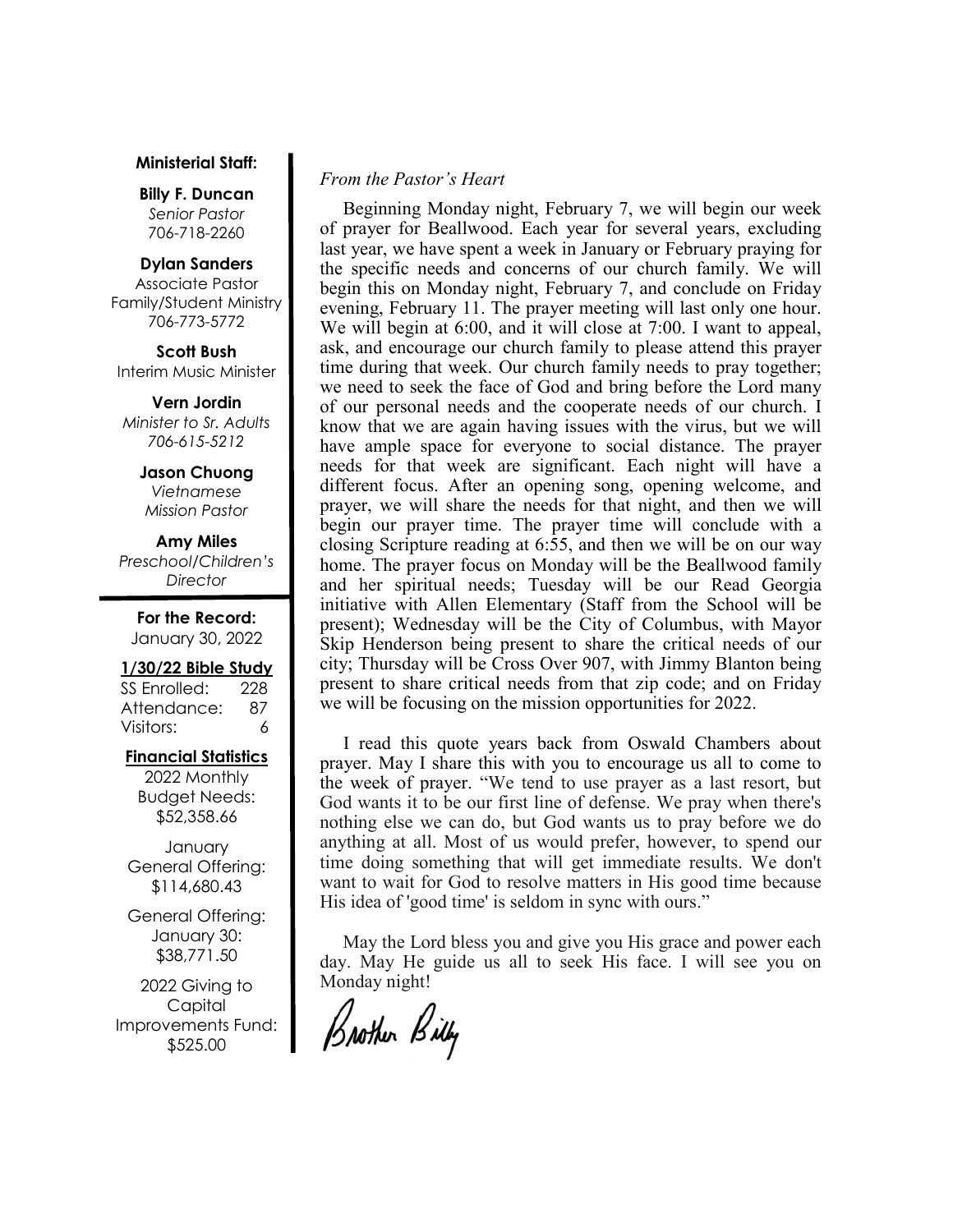**Ministerial Staff:**

**Billy F. Duncan**
*Senior Pastor*
706-718-2260

**Dylan Sanders**
Associate Pastor
Family/Student Ministry
706-773-5772

**Scott Bush**
Interim Music Minister

**Vern Jordin**
*Minister to Sr. Adults*
*706-615-5212*

**Jason Chuong**
*Vietnamese*
*Mission Pastor*

**Amy Miles**
*Preschool/Children's*
*Director*

**For the Record:**
January 30, 2022

**1/30/22 Bible Study**

| | |
|---|---|
| SS Enrolled: | 228 |
| Attendance: | 87 |
| Visitors: | 6 |

**Financial Statistics**

2022 Monthly Budget Needs: $52,358.66

January General Offering: $114,680.43

General Offering: January 30: $38,771.50

2022 Giving to Capital Improvements Fund: $525.00

*From the Pastor's Heart*

Beginning Monday night, February 7, we will begin our week of prayer for Beallwood. Each year for several years, excluding last year, we have spent a week in January or February praying for the specific needs and concerns of our church family. We will begin this on Monday night, February 7, and conclude on Friday evening, February 11. The prayer meeting will last only one hour. We will begin at 6:00, and it will close at 7:00. I want to appeal, ask, and encourage our church family to please attend this prayer time during that week. Our church family needs to pray together; we need to seek the face of God and bring before the Lord many of our personal needs and the cooperate needs of our church. I know that we are again having issues with the virus, but we will have ample space for everyone to social distance. The prayer needs for that week are significant. Each night will have a different focus. After an opening song, opening welcome, and prayer, we will share the needs for that night, and then we will begin our prayer time. The prayer time will conclude with a closing Scripture reading at 6:55, and then we will be on our way home. The prayer focus on Monday will be the Beallwood family and her spiritual needs; Tuesday will be our Read Georgia initiative with Allen Elementary (Staff from the School will be present); Wednesday will be the City of Columbus, with Mayor Skip Henderson being present to share the critical needs of our city; Thursday will be Cross Over 907, with Jimmy Blanton being present to share critical needs from that zip code; and on Friday we will be focusing on the mission opportunities for 2022.

I read this quote years back from Oswald Chambers about prayer. May I share this with you to encourage us all to come to the week of prayer. "We tend to use prayer as a last resort, but God wants it to be our first line of defense. We pray when there's nothing else we can do, but God wants us to pray before we do anything at all. Most of us would prefer, however, to spend our time doing something that will get immediate results. We don't want to wait for God to resolve matters in His good time because His idea of 'good time' is seldom in sync with ours."

May the Lord bless you and give you His grace and power each day. May He guide us all to seek His face. I will see you on Monday night!

Brother Billy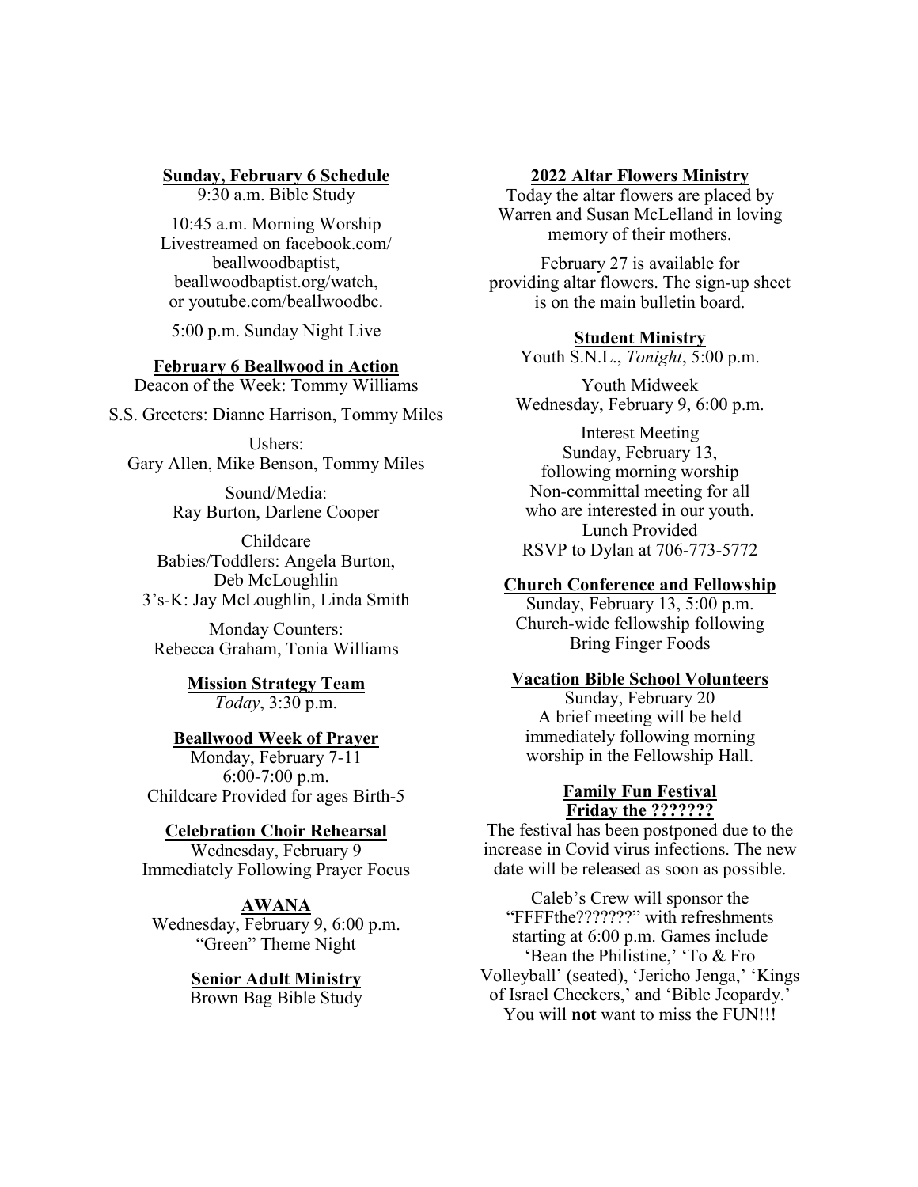**Sunday, February 6 Schedule**

9:30 a.m. Bible Study

10:45 a.m. Morning Worship
Livestreamed on facebook.com/beallwoodbaptist, beallwoodbaptist.org/watch, or youtube.com/beallwoodbc.

5:00 p.m. Sunday Night Live

**February 6 Beallwood in Action**

Deacon of the Week: Tommy Williams

S.S. Greeters: Dianne Harrison, Tommy Miles

Ushers:
Gary Allen, Mike Benson, Tommy Miles

Sound/Media:
Ray Burton, Darlene Cooper

Childcare
Babies/Toddlers: Angela Burton, Deb McLoughlin
3's-K: Jay McLoughlin, Linda Smith

Monday Counters:
Rebecca Graham, Tonia Williams

**Mission Strategy Team**

*Today*, 3:30 p.m.

**Beallwood Week of Prayer**

Monday, February 7-11
6:00-7:00 p.m.
Childcare Provided for ages Birth-5

**Celebration Choir Rehearsal**

Wednesday, February 9
Immediately Following Prayer Focus

**AWANA**

Wednesday, February 9, 6:00 p.m.
"Green" Theme Night

**Senior Adult Ministry**

Brown Bag Bible Study

**2022 Altar Flowers Ministry**

Today the altar flowers are placed by Warren and Susan McLelland in loving memory of their mothers.

February 27 is available for providing altar flowers. The sign-up sheet is on the main bulletin board.

**Student Ministry**

Youth S.N.L., *Tonight*, 5:00 p.m.

Youth Midweek
Wednesday, February 9, 6:00 p.m.

Interest Meeting
Sunday, February 13, following morning worship
Non-committal meeting for all who are interested in our youth.
Lunch Provided
RSVP to Dylan at 706-773-5772

**Church Conference and Fellowship**

Sunday, February 13, 5:00 p.m.
Church-wide fellowship following
Bring Finger Foods

**Vacation Bible School Volunteers**

Sunday, February 20
A brief meeting will be held immediately following morning worship in the Fellowship Hall.

**Family Fun Festival**
**Friday the ???????**

The festival has been postponed due to the increase in Covid virus infections. The new date will be released as soon as possible.

Caleb's Crew will sponsor the "FFFFthe???????" with refreshments starting at 6:00 p.m. Games include 'Bean the Philistine,' 'To & Fro Volleyball' (seated), 'Jericho Jenga,' 'Kings of Israel Checkers,' and 'Bible Jeopardy.' You will **not** want to miss the FUN!!!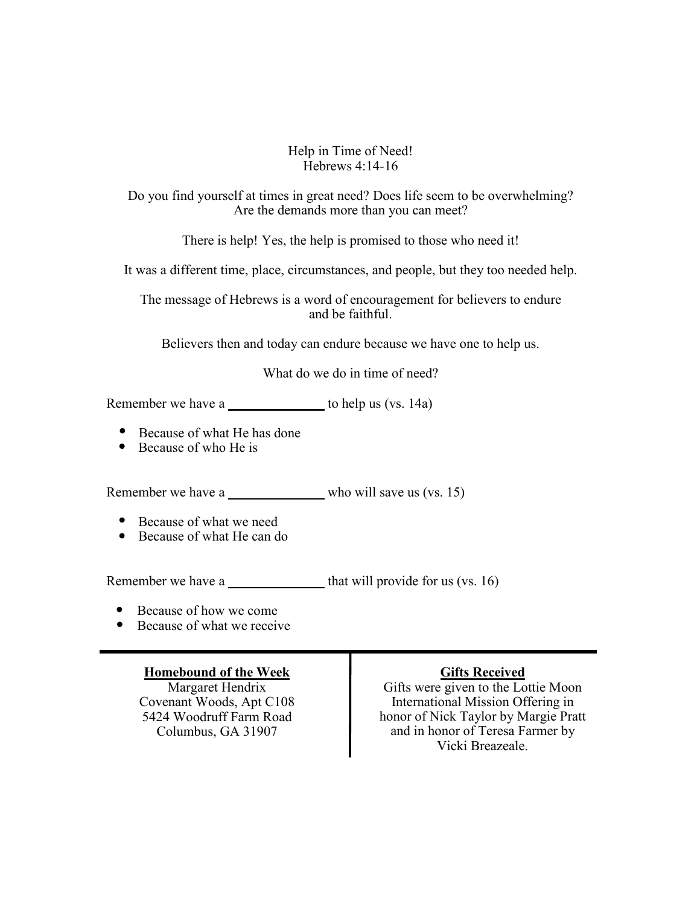Help in Time of Need!
Hebrews 4:14-16

Do you find yourself at times in great need? Does life seem to be overwhelming? Are the demands more than you can meet?

There is help! Yes, the help is promised to those who need it!

It was a different time, place, circumstances, and people, but they too needed help.

The message of Hebrews is a word of encouragement for believers to endure and be faithful.

Believers then and today can endure because we have one to help us.

What do we do in time of need?

Remember we have a ______________ to help us (vs. 14a)

- Because of what He has done
- Because of who He is

Remember we have a ______________ who will save us (vs. 15)

- Because of what we need
- Because of what He can do

Remember we have a ______________ that will provide for us (vs. 16)

- Because of how we come
- Because of what we receive

---

**Homebound of the Week**
Margaret Hendrix
Covenant Woods, Apt C108
5424 Woodruff Farm Road
Columbus, GA 31907

**Gifts Received**
Gifts were given to the Lottie Moon International Mission Offering in honor of Nick Taylor by Margie Pratt and in honor of Teresa Farmer by Vicki Breazeale.